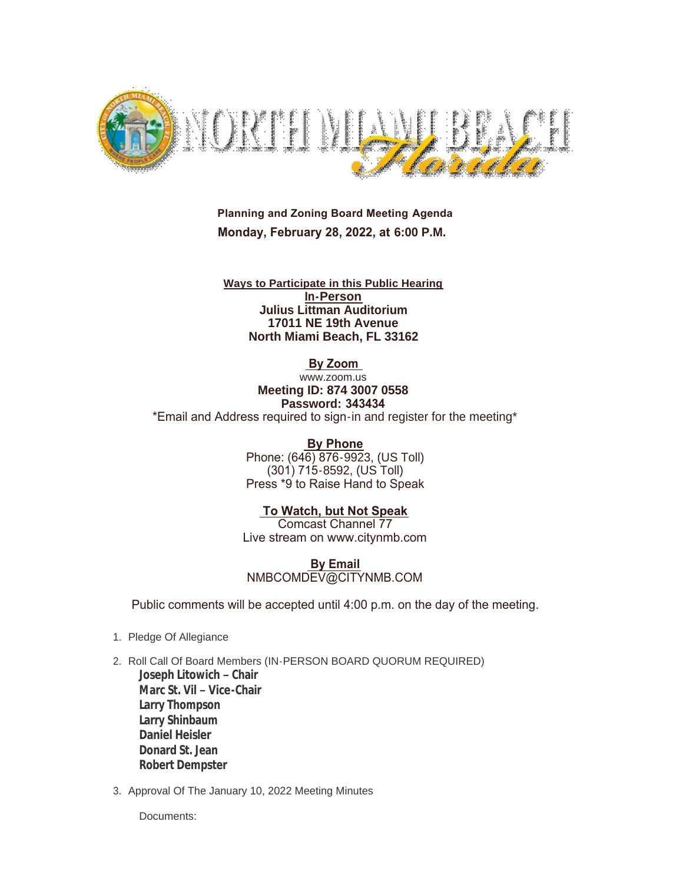# NORTH MIAMI BEACH Florida

**Planning and Zoning Board Meeting Agenda**

**Monday, February 28, 2022, at 6:00 P.M.**

**Ways to Participate in this Public Hearing**

**In-Person**
**Julius Littman Auditorium**
**17011 NE 19th Avenue**
**North Miami Beach, FL 33162**

**By Zoom**
www.zoom.us
**Meeting ID: 874 3007 0558**
**Password: 343434**
*Email and Address required to sign-in and register for the meeting*

**By Phone**
Phone: (646) 876-9923, (US Toll)
(301) 715-8592, (US Toll)
Press *9 to Raise Hand to Speak

**To Watch, but Not Speak**
Comcast Channel 77
Live stream on www.citynmb.com

**By Email**
NMBCOMDEV@CITYNMB.COM

Public comments will be accepted until 4:00 p.m. on the day of the meeting.

1. Pledge Of Allegiance

2. Roll Call Of Board Members (IN-PERSON BOARD QUORUM REQUIRED)

   **Joseph Litowich – Chair**
   **Marc St. Vil – Vice-Chair**
   **Larry Thompson**
   **Larry Shinbaum**
   **Daniel Heisler**
   **Donard St. Jean**
   **Robert Dempster**

3. Approval Of The January 10, 2022 Meeting Minutes

   Documents: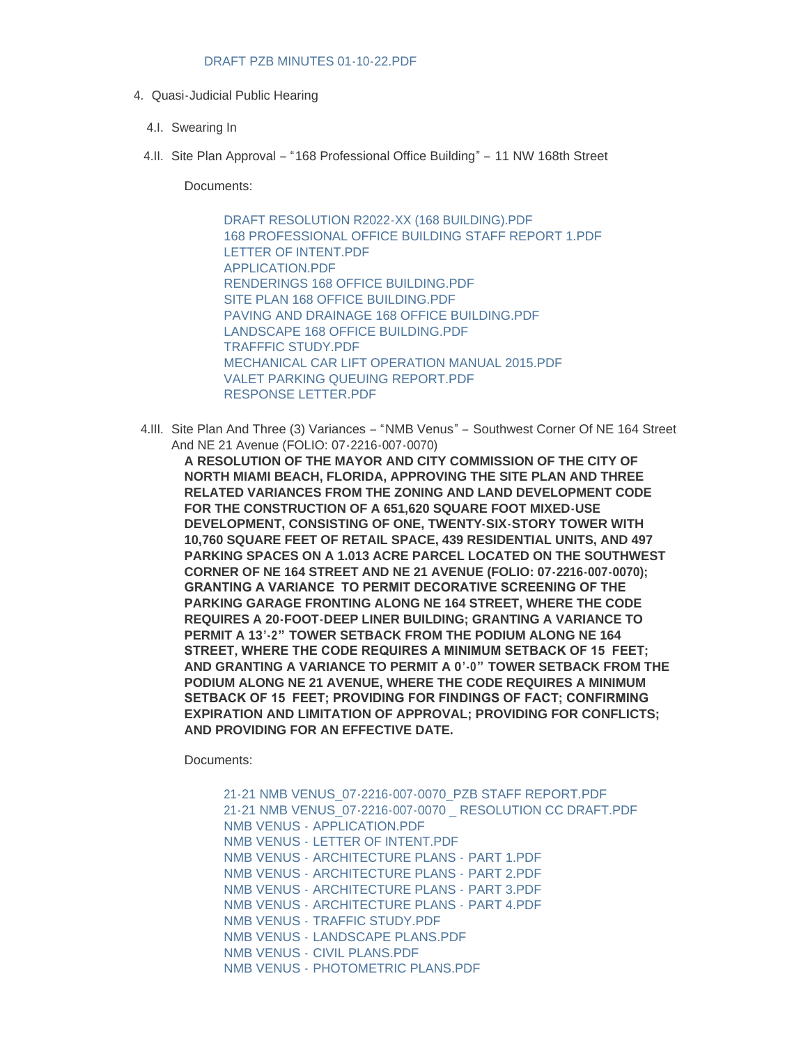DRAFT PZB MINUTES 01-10-22.PDF

4. Quasi-Judicial Public Hearing

   4.I. Swearing In

   4.II. Site Plan Approval – "168 Professional Office Building" – 11 NW 168th Street

   Documents:

   DRAFT RESOLUTION R2022-XX (168 BUILDING).PDF
   168 PROFESSIONAL OFFICE BUILDING STAFF REPORT 1.PDF
   LETTER OF INTENT.PDF
   APPLICATION.PDF
   RENDERINGS 168 OFFICE BUILDING.PDF
   SITE PLAN 168 OFFICE BUILDING.PDF
   PAVING AND DRAINAGE 168 OFFICE BUILDING.PDF
   LANDSCAPE 168 OFFICE BUILDING.PDF
   TRAFFFIC STUDY.PDF
   MECHANICAL CAR LIFT OPERATION MANUAL 2015.PDF
   VALET PARKING QUEUING REPORT.PDF
   RESPONSE LETTER.PDF

   4.III. Site Plan And Three (3) Variances – "NMB Venus" – Southwest Corner Of NE 164 Street And NE 21 Avenue (FOLIO: 07-2216-007-0070)

   **A RESOLUTION OF THE MAYOR AND CITY COMMISSION OF THE CITY OF NORTH MIAMI BEACH, FLORIDA, APPROVING THE SITE PLAN AND THREE RELATED VARIANCES FROM THE ZONING AND LAND DEVELOPMENT CODE FOR THE CONSTRUCTION OF A 651,620 SQUARE FOOT MIXED-USE DEVELOPMENT, CONSISTING OF ONE, TWENTY-SIX-STORY TOWER WITH 10,760 SQUARE FEET OF RETAIL SPACE, 439 RESIDENTIAL UNITS, AND 497 PARKING SPACES ON A 1.013 ACRE PARCEL LOCATED ON THE SOUTHWEST CORNER OF NE 164 STREET AND NE 21 AVENUE (FOLIO: 07-2216-007-0070); GRANTING A VARIANCE TO PERMIT DECORATIVE SCREENING OF THE PARKING GARAGE FRONTING ALONG NE 164 STREET, WHERE THE CODE REQUIRES A 20-FOOT-DEEP LINER BUILDING; GRANTING A VARIANCE TO PERMIT A 13'-2" TOWER SETBACK FROM THE PODIUM ALONG NE 164 STREET, WHERE THE CODE REQUIRES A MINIMUM SETBACK OF 15 FEET; AND GRANTING A VARIANCE TO PERMIT A 0'-0" TOWER SETBACK FROM THE PODIUM ALONG NE 21 AVENUE, WHERE THE CODE REQUIRES A MINIMUM SETBACK OF 15 FEET; PROVIDING FOR FINDINGS OF FACT; CONFIRMING EXPIRATION AND LIMITATION OF APPROVAL; PROVIDING FOR CONFLICTS; AND PROVIDING FOR AN EFFECTIVE DATE.**

   Documents:

   21-21 NMB VENUS_07-2216-007-0070_PZB STAFF REPORT.PDF
   21-21 NMB VENUS_07-2216-007-0070 _ RESOLUTION CC DRAFT.PDF
   NMB VENUS - APPLICATION.PDF
   NMB VENUS - LETTER OF INTENT.PDF
   NMB VENUS - ARCHITECTURE PLANS - PART 1.PDF
   NMB VENUS - ARCHITECTURE PLANS - PART 2.PDF
   NMB VENUS - ARCHITECTURE PLANS - PART 3.PDF
   NMB VENUS - ARCHITECTURE PLANS - PART 4.PDF
   NMB VENUS - TRAFFIC STUDY.PDF
   NMB VENUS - LANDSCAPE PLANS.PDF
   NMB VENUS - CIVIL PLANS.PDF
   NMB VENUS - PHOTOMETRIC PLANS.PDF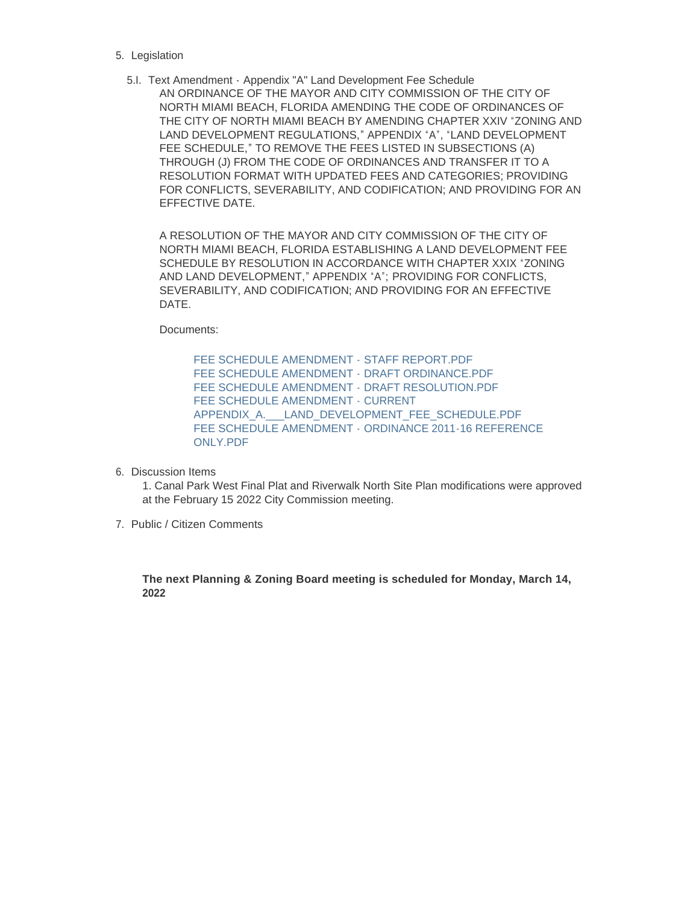5. Legislation

   5.I. Text Amendment - Appendix "A" Land Development Fee Schedule

   AN ORDINANCE OF THE MAYOR AND CITY COMMISSION OF THE CITY OF NORTH MIAMI BEACH, FLORIDA AMENDING THE CODE OF ORDINANCES OF THE CITY OF NORTH MIAMI BEACH BY AMENDING CHAPTER XXIV "ZONING AND LAND DEVELOPMENT REGULATIONS," APPENDIX "A", "LAND DEVELOPMENT FEE SCHEDULE," TO REMOVE THE FEES LISTED IN SUBSECTIONS (A) THROUGH (J) FROM THE CODE OF ORDINANCES AND TRANSFER IT TO A RESOLUTION FORMAT WITH UPDATED FEES AND CATEGORIES; PROVIDING FOR CONFLICTS, SEVERABILITY, AND CODIFICATION; AND PROVIDING FOR AN EFFECTIVE DATE.

   A RESOLUTION OF THE MAYOR AND CITY COMMISSION OF THE CITY OF NORTH MIAMI BEACH, FLORIDA ESTABLISHING A LAND DEVELOPMENT FEE SCHEDULE BY RESOLUTION IN ACCORDANCE WITH CHAPTER XXIX "ZONING AND LAND DEVELOPMENT," APPENDIX "A"; PROVIDING FOR CONFLICTS, SEVERABILITY, AND CODIFICATION; AND PROVIDING FOR AN EFFECTIVE DATE.

   Documents:

   FEE SCHEDULE AMENDMENT - STAFF REPORT.PDF
   FEE SCHEDULE AMENDMENT - DRAFT ORDINANCE.PDF
   FEE SCHEDULE AMENDMENT - DRAFT RESOLUTION.PDF
   FEE SCHEDULE AMENDMENT - CURRENT APPENDIX_A.___LAND_DEVELOPMENT_FEE_SCHEDULE.PDF
   FEE SCHEDULE AMENDMENT - ORDINANCE 2011-16 REFERENCE ONLY.PDF

6. Discussion Items

   1. Canal Park West Final Plat and Riverwalk North Site Plan modifications were approved at the February 15 2022 City Commission meeting.

7. Public / Citizen Comments

**The next Planning & Zoning Board meeting is scheduled for Monday, March 14, 2022**